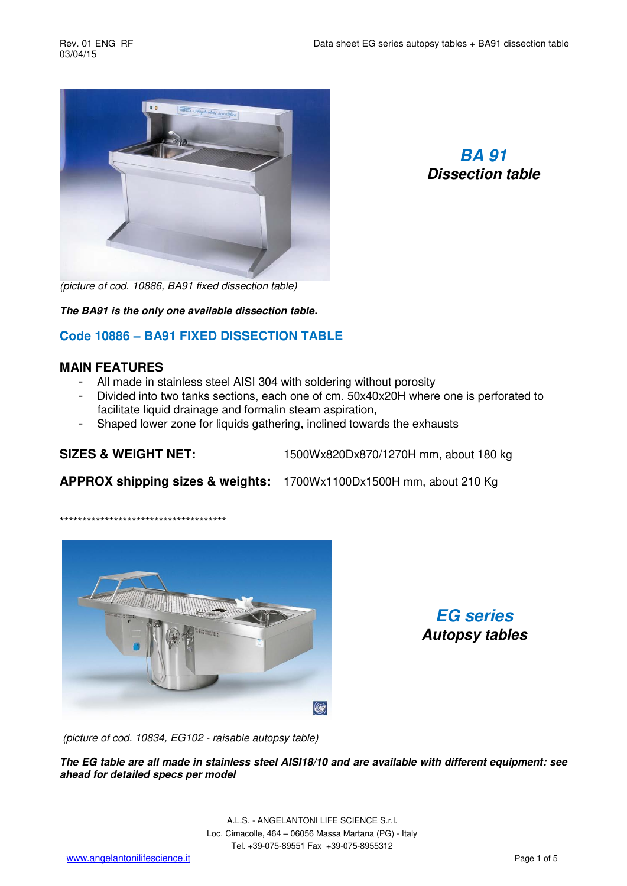(picture of cod. 10886, BA91 fixed dissection table)

## *BA 91*
## *Dissection table*

***The BA91 is the only one available dissection table.***

## Code 10886 – BA91 FIXED DISSECTION TABLE

### MAIN FEATURES

- All made in stainless steel AISI 304 with soldering without porosity
- Divided into two tanks sections, each one of cm. 50x40x20H where one is perforated to facilitate liquid drainage and formalin steam aspiration,
- Shaped lower zone for liquids gathering, inclined towards the exhausts

**SIZES & WEIGHT NET:** 1500Wx820Dx870/1270H mm, about 180 kg

**APPROX shipping sizes & weights:** 1700Wx1100Dx1500H mm, about 210 Kg

**************************************

(picture of cod. 10834, EG102 - raisable autopsy table)

## *EG series*
## *Autopsy tables*

***The EG table are all made in stainless steel AISI18/10 and are available with different equipment: see ahead for detailed specs per model***

A.L.S. - ANGELANTONI LIFE SCIENCE S.r.l.
Loc. Cimacolle, 464 – 06056 Massa Martana (PG) - Italy
Tel. +39-075-89551 Fax +39-075-8955312

www.angelantonilifescience.it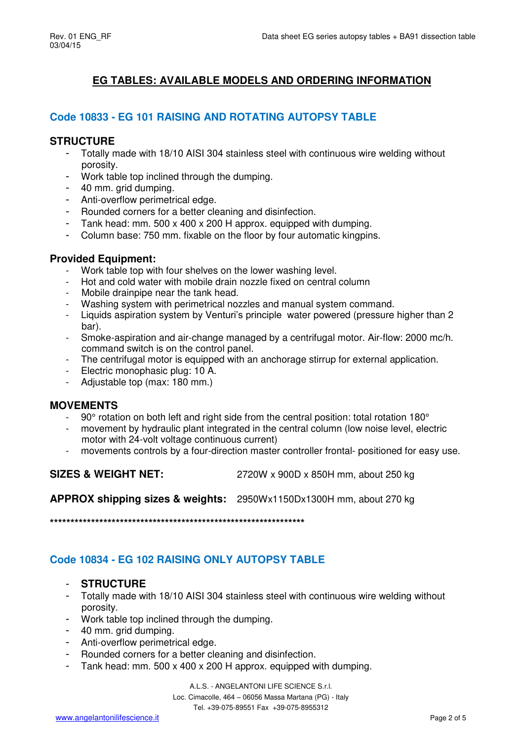# EG TABLES: AVAILABLE MODELS AND ORDERING INFORMATION

## Code 10833 - EG 101 RAISING AND ROTATING AUTOPSY TABLE

### STRUCTURE

- Totally made with 18/10 AISI 304 stainless steel with continuous wire welding without porosity.
- Work table top inclined through the dumping.
- 40 mm. grid dumping.
- Anti-overflow perimetrical edge.
- Rounded corners for a better cleaning and disinfection.
- Tank head: mm. 500 x 400 x 200 H approx. equipped with dumping.
- Column base: 750 mm. fixable on the floor by four automatic kingpins.

### Provided Equipment:

- Work table top with four shelves on the lower washing level.
- Hot and cold water with mobile drain nozzle fixed on central column
- Mobile drainpipe near the tank head.
- Washing system with perimetrical nozzles and manual system command.
- Liquids aspiration system by Venturi's principle water powered (pressure higher than 2 bar).
- Smoke-aspiration and air-change managed by a centrifugal motor. Air-flow: 2000 mc/h. command switch is on the control panel.
- The centrifugal motor is equipped with an anchorage stirrup for external application.
- Electric monophasic plug: 10 A.
- Adjustable top (max: 180 mm.)

### MOVEMENTS

- 90° rotation on both left and right side from the central position: total rotation 180°
- movement by hydraulic plant integrated in the central column (low noise level, electric motor with 24-volt voltage continuous current)
- movements controls by a four-direction master controller frontal- positioned for easy use.

**SIZES & WEIGHT NET:** 2720W x 900D x 850H mm, about 250 kg

**APPROX shipping sizes & weights:** 2950Wx1150Dx1300H mm, about 270 kg

*****************************************************************

## Code 10834 - EG 102 RAISING ONLY AUTOPSY TABLE

- **STRUCTURE**
- Totally made with 18/10 AISI 304 stainless steel with continuous wire welding without porosity.
- Work table top inclined through the dumping.
- 40 mm. grid dumping.
- Anti-overflow perimetrical edge.
- Rounded corners for a better cleaning and disinfection.
- Tank head: mm. 500 x 400 x 200 H approx. equipped with dumping.

A.L.S. - ANGELANTONI LIFE SCIENCE S.r.l.
Loc. Cimacolle, 464 – 06056 Massa Martana (PG) - Italy
Tel. +39-075-89551 Fax +39-075-8955312
www.angelantonilifescience.it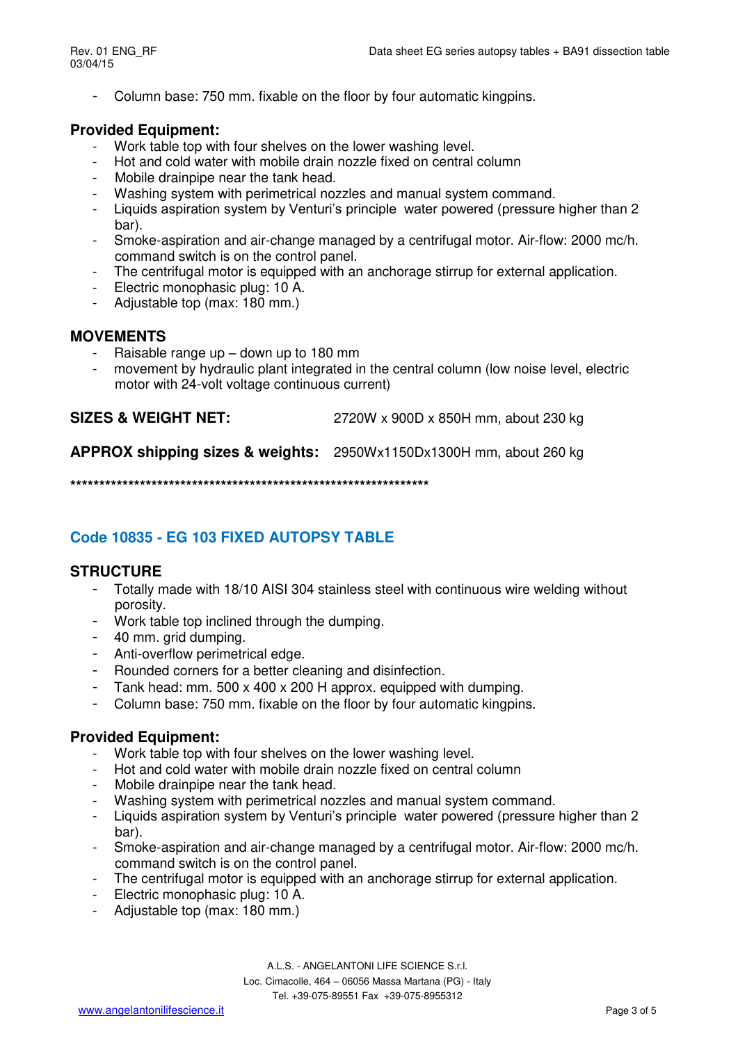- Column base: 750 mm. fixable on the floor by four automatic kingpins.

## Provided Equipment:

- Work table top with four shelves on the lower washing level.
- Hot and cold water with mobile drain nozzle fixed on central column
- Mobile drainpipe near the tank head.
- Washing system with perimetrical nozzles and manual system command.
- Liquids aspiration system by Venturi's principle water powered (pressure higher than 2 bar).
- Smoke-aspiration and air-change managed by a centrifugal motor. Air-flow: 2000 mc/h. command switch is on the control panel.
- The centrifugal motor is equipped with an anchorage stirrup for external application.
- Electric monophasic plug: 10 A.
- Adjustable top (max: 180 mm.)

## MOVEMENTS

- Raisable range up – down up to 180 mm
- movement by hydraulic plant integrated in the central column (low noise level, electric motor with 24-volt voltage continuous current)

**SIZES & WEIGHT NET:** 2720W x 900D x 850H mm, about 230 kg

**APPROX shipping sizes & weights:** 2950Wx1150Dx1300H mm, about 260 kg

****************************************************************

## Code 10835 - EG 103 FIXED AUTOPSY TABLE

## STRUCTURE

- Totally made with 18/10 AISI 304 stainless steel with continuous wire welding without porosity.
- Work table top inclined through the dumping.
- 40 mm. grid dumping.
- Anti-overflow perimetrical edge.
- Rounded corners for a better cleaning and disinfection.
- Tank head: mm. 500 x 400 x 200 H approx. equipped with dumping.
- Column base: 750 mm. fixable on the floor by four automatic kingpins.

## Provided Equipment:

- Work table top with four shelves on the lower washing level.
- Hot and cold water with mobile drain nozzle fixed on central column
- Mobile drainpipe near the tank head.
- Washing system with perimetrical nozzles and manual system command.
- Liquids aspiration system by Venturi's principle water powered (pressure higher than 2 bar).
- Smoke-aspiration and air-change managed by a centrifugal motor. Air-flow: 2000 mc/h. command switch is on the control panel.
- The centrifugal motor is equipped with an anchorage stirrup for external application.
- Electric monophasic plug: 10 A.
- Adjustable top (max: 180 mm.)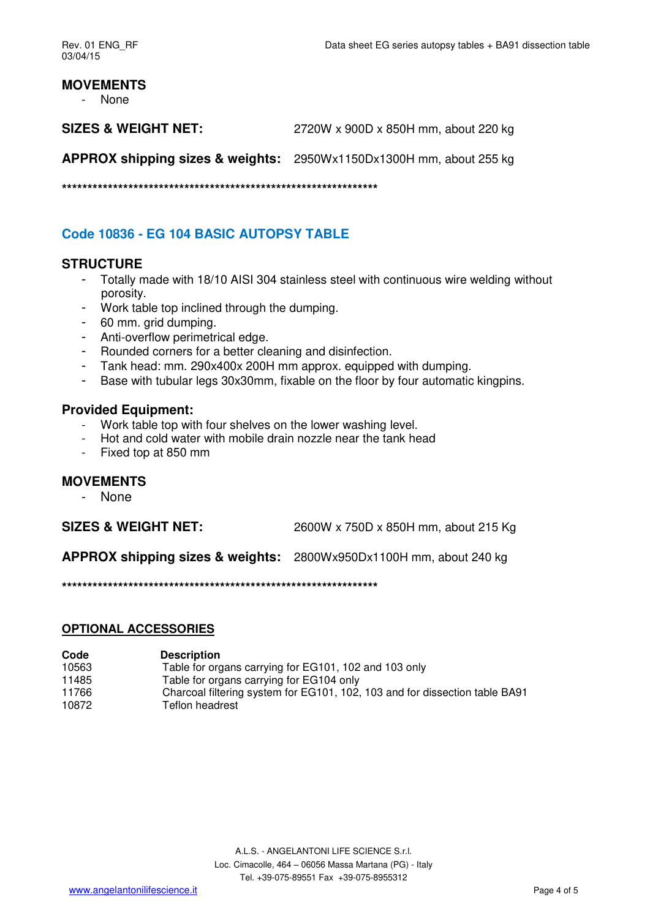## MOVEMENTS

- None

**SIZES & WEIGHT NET:** 2720W x 900D x 850H mm, about 220 kg

**APPROX shipping sizes & weights:** 2950Wx1150Dx1300H mm, about 255 kg

*****************************************************************

## Code 10836 - EG 104 BASIC AUTOPSY TABLE

## STRUCTURE

- Totally made with 18/10 AISI 304 stainless steel with continuous wire welding without porosity.
- Work table top inclined through the dumping.
- 60 mm. grid dumping.
- Anti-overflow perimetrical edge.
- Rounded corners for a better cleaning and disinfection.
- Tank head: mm. 290x400x 200H mm approx. equipped with dumping.
- Base with tubular legs 30x30mm, fixable on the floor by four automatic kingpins.

## Provided Equipment:

- Work table top with four shelves on the lower washing level.
- Hot and cold water with mobile drain nozzle near the tank head
- Fixed top at 850 mm

## MOVEMENTS

- None

**SIZES & WEIGHT NET:** 2600W x 750D x 850H mm, about 215 Kg

**APPROX shipping sizes & weights:** 2800Wx950Dx1100H mm, about 240 kg

*****************************************************************

## OPTIONAL ACCESSORIES

| Code | Description |
|---|---|
| 10563 | Table for organs carrying for EG101, 102 and 103 only |
| 11485 | Table for organs carrying for EG104 only |
| 11766 | Charcoal filtering system for EG101, 102, 103 and for dissection table BA91 |
| 10872 | Teflon headrest |

A.L.S. - ANGELANTONI LIFE SCIENCE S.r.l.
Loc. Cimacolle, 464 – 06056 Massa Martana (PG) - Italy
Tel. +39-075-89551 Fax +39-075-8955312
www.angelantonilifescience.it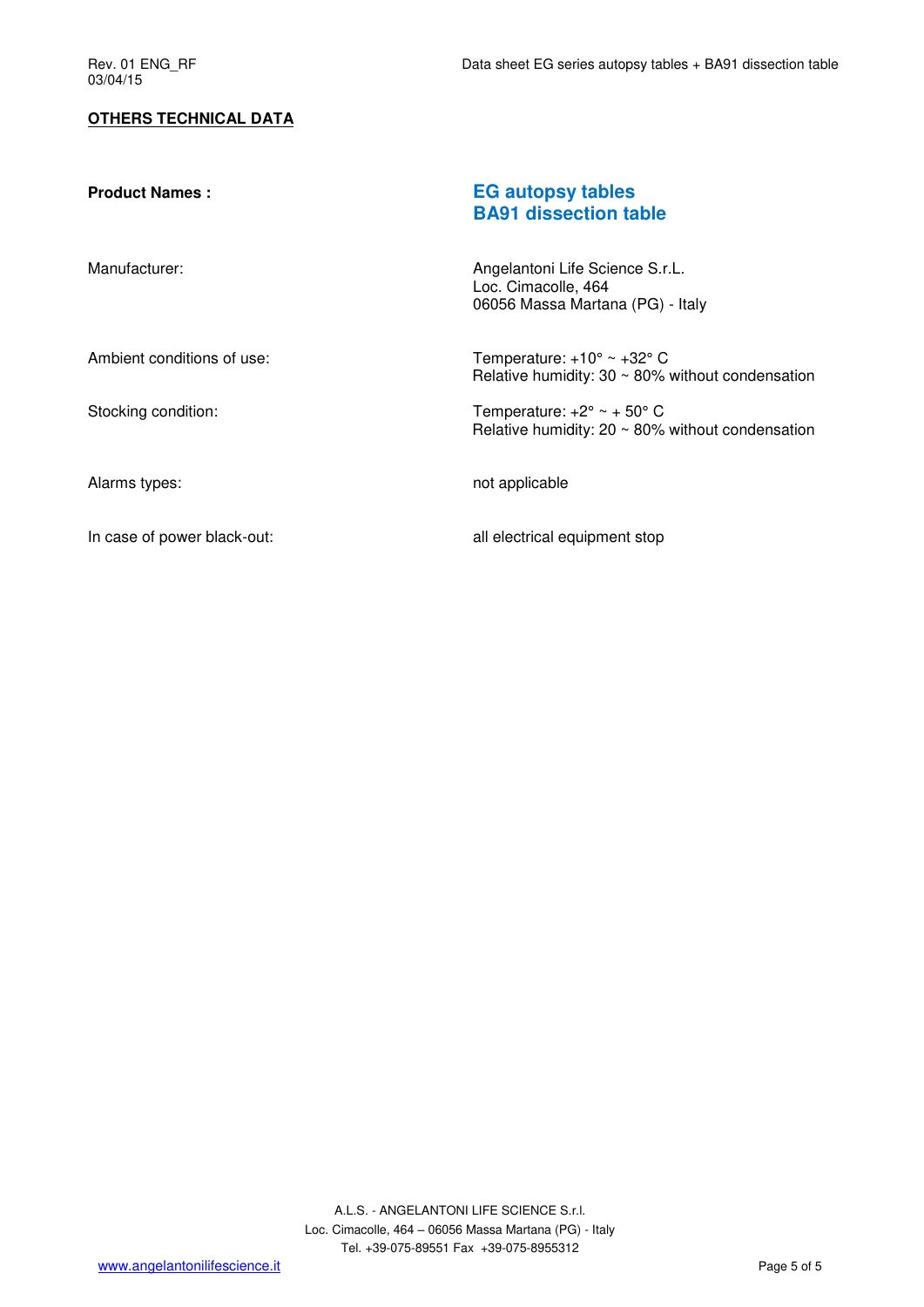**OTHERS TECHNICAL DATA**

| | |
|---|---|
| **Product Names :** | **EG autopsy tables**<br>**BA91 dissection table** |
| Manufacturer: | Angelantoni Life Science S.r.L.<br>Loc. Cimacolle, 464<br>06056 Massa Martana (PG) - Italy |
| Ambient conditions of use: | Temperature: +10° ~ +32° C<br>Relative humidity: 30 ~ 80% without condensation |
| Stocking condition: | Temperature: +2° ~ + 50° C<br>Relative humidity: 20 ~ 80% without condensation |
| Alarms types: | not applicable |
| In case of power black-out: | all electrical equipment stop |